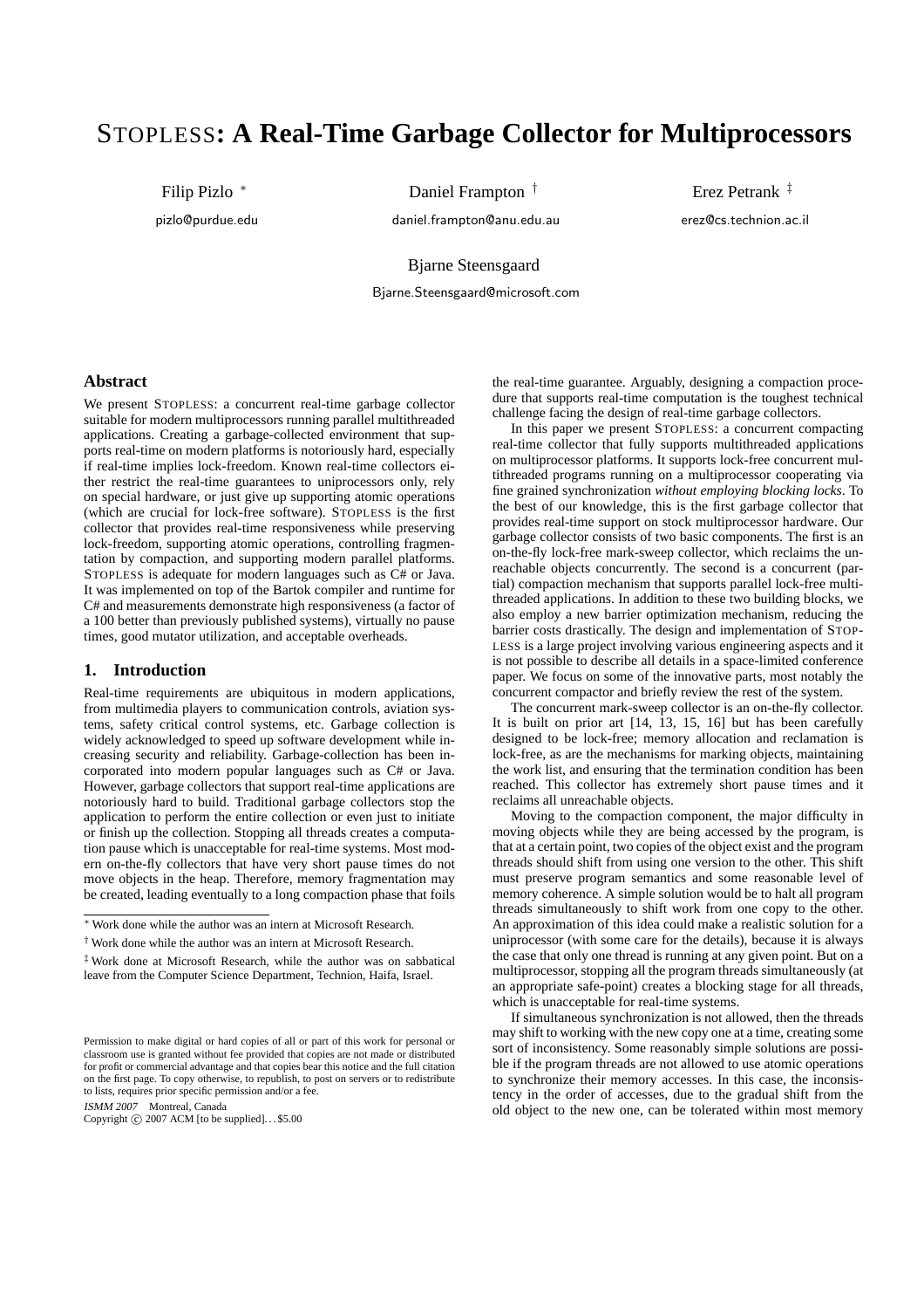# STOPLESS: A Real-Time Garbage Collector for Multiprocessors

Filip Pizlo [*]
pizlo@purdue.edu

Daniel Frampton [†]
daniel.frampton@anu.edu.au

Erez Petrank [‡]
erez@cs.technion.ac.il

Bjarne Steensgaard
Bjarne.Steensgaard@microsoft.com

## Abstract

We present STOPLESS: a concurrent real-time garbage collector suitable for modern multiprocessors running parallel multithreaded applications. Creating a garbage-collected environment that supports real-time on modern platforms is notoriously hard, especially if real-time implies lock-freedom. Known real-time collectors either restrict the real-time guarantees to uniprocessors only, rely on special hardware, or just give up supporting atomic operations (which are crucial for lock-free software). STOPLESS is the first collector that provides real-time responsiveness while preserving lock-freedom, supporting atomic operations, controlling fragmentation by compaction, and supporting modern parallel platforms. STOPLESS is adequate for modern languages such as C# or Java. It was implemented on top of the Bartok compiler and runtime for C# and measurements demonstrate high responsiveness (a factor of a 100 better than previously published systems), virtually no pause times, good mutator utilization, and acceptable overheads.

## 1. Introduction

Real-time requirements are ubiquitous in modern applications, from multimedia players to communication controls, aviation systems, safety critical control systems, etc. Garbage collection is widely acknowledged to speed up software development while increasing security and reliability. Garbage-collection has been incorporated into modern popular languages such as C# or Java. However, garbage collectors that support real-time applications are notoriously hard to build. Traditional garbage collectors stop the application to perform the entire collection or even just to initiate or finish up the collection. Stopping all threads creates a computation pause which is unacceptable for real-time systems. Most modern on-the-fly collectors that have very short pause times do not move objects in the heap. Therefore, memory fragmentation may be created, leading eventually to a long compaction phase that foils the real-time guarantee. Arguably, designing a compaction procedure that supports real-time computation is the toughest technical challenge facing the design of real-time garbage collectors.

In this paper we present STOPLESS: a concurrent compacting real-time collector that fully supports multithreaded applications on multiprocessor platforms. It supports lock-free concurrent multithreaded programs running on a multiprocessor cooperating via fine grained synchronization *without employing blocking locks*. To the best of our knowledge, this is the first garbage collector that provides real-time support on stock multiprocessor hardware. Our garbage collector consists of two basic components. The first is an on-the-fly lock-free mark-sweep collector, which reclaims the unreachable objects concurrently. The second is a concurrent (partial) compaction mechanism that supports parallel lock-free multithreaded applications. In addition to these two building blocks, we also employ a new barrier optimization mechanism, reducing the barrier costs drastically. The design and implementation of STOPLESS is a large project involving various engineering aspects and it is not possible to describe all details in a space-limited conference paper. We focus on some of the innovative parts, most notably the concurrent compactor and briefly review the rest of the system.

The concurrent mark-sweep collector is an on-the-fly collector. It is built on prior art [14, 13, 15, 16] but has been carefully designed to be lock-free; memory allocation and reclamation is lock-free, as are the mechanisms for marking objects, maintaining the work list, and ensuring that the termination condition has been reached. This collector has extremely short pause times and it reclaims all unreachable objects.

Moving to the compaction component, the major difficulty in moving objects while they are being accessed by the program, is that at a certain point, two copies of the object exist and the program threads should shift from using one version to the other. This shift must preserve program semantics and some reasonable level of memory coherence. A simple solution would be to halt all program threads simultaneously to shift work from one copy to the other. An approximation of this idea could make a realistic solution for a uniprocessor (with some care for the details), because it is always the case that only one thread is running at any given point. But on a multiprocessor, stopping all the program threads simultaneously (at an appropriate safe-point) creates a blocking stage for all threads, which is unacceptable for real-time systems.

If simultaneous synchronization is not allowed, then the threads may shift to working with the new copy one at a time, creating some sort of inconsistency. Some reasonably simple solutions are possible if the program threads are not allowed to use atomic operations to synchronize their memory accesses. In this case, the inconsistency in the order of accesses, due to the gradual shift from the old object to the new one, can be tolerated within most memory

---

[*] Work done while the author was an intern at Microsoft Research.

[†] Work done while the author was an intern at Microsoft Research.

[‡] Work done at Microsoft Research, while the author was on sabbatical leave from the Computer Science Department, Technion, Haifa, Israel.

Permission to make digital or hard copies of all or part of this work for personal or classroom use is granted without fee provided that copies are not made or distributed for profit or commercial advantage and that copies bear this notice and the full citation on the first page. To copy otherwise, to republish, to post on servers or to redistribute to lists, requires prior specific permission and/or a fee.

*ISMM 2007* Montreal, Canada

Copyright © 2007 ACM [to be supplied]...$5.00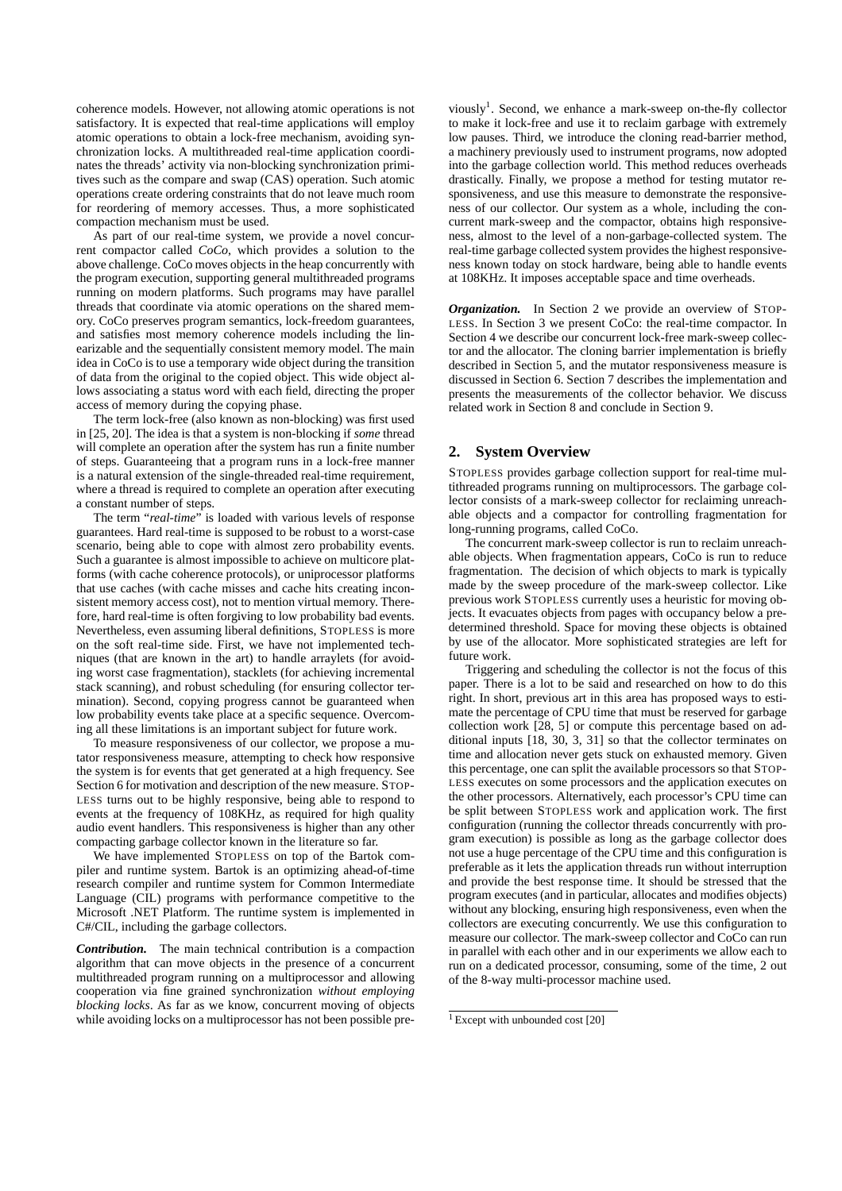coherence models. However, not allowing atomic operations is not satisfactory. It is expected that real-time applications will employ atomic operations to obtain a lock-free mechanism, avoiding synchronization locks. A multithreaded real-time application coordinates the threads' activity via non-blocking synchronization primitives such as the compare and swap (CAS) operation. Such atomic operations create ordering constraints that do not leave much room for reordering of memory accesses. Thus, a more sophisticated compaction mechanism must be used.

As part of our real-time system, we provide a novel concurrent compactor called *CoCo*, which provides a solution to the above challenge. CoCo moves objects in the heap concurrently with the program execution, supporting general multithreaded programs running on modern platforms. Such programs may have parallel threads that coordinate via atomic operations on the shared memory. CoCo preserves program semantics, lock-freedom guarantees, and satisfies most memory coherence models including the linearizable and the sequentially consistent memory model. The main idea in CoCo is to use a temporary wide object during the transition of data from the original to the copied object. This wide object allows associating a status word with each field, directing the proper access of memory during the copying phase.

The term lock-free (also known as non-blocking) was first used in [25, 20]. The idea is that a system is non-blocking if *some* thread will complete an operation after the system has run a finite number of steps. Guaranteeing that a program runs in a lock-free manner is a natural extension of the single-threaded real-time requirement, where a thread is required to complete an operation after executing a constant number of steps.

The term "*real-time*" is loaded with various levels of response guarantees. Hard real-time is supposed to be robust to a worst-case scenario, being able to cope with almost zero probability events. Such a guarantee is almost impossible to achieve on multicore platforms (with cache coherence protocols), or uniprocessor platforms that use caches (with cache misses and cache hits creating inconsistent memory access cost), not to mention virtual memory. Therefore, hard real-time is often forgiving to low probability bad events. Nevertheless, even assuming liberal definitions, STOPLESS is more on the soft real-time side. First, we have not implemented techniques (that are known in the art) to handle arraylets (for avoiding worst case fragmentation), stacklets (for achieving incremental stack scanning), and robust scheduling (for ensuring collector termination). Second, copying progress cannot be guaranteed when low probability events take place at a specific sequence. Overcoming all these limitations is an important subject for future work.

To measure responsiveness of our collector, we propose a mutator responsiveness measure, attempting to check how responsive the system is for events that get generated at a high frequency. See Section 6 for motivation and description of the new measure. STOPLESS turns out to be highly responsive, being able to respond to events at the frequency of 108KHz, as required for high quality audio event handlers. This responsiveness is higher than any other compacting garbage collector known in the literature so far.

We have implemented STOPLESS on top of the Bartok compiler and runtime system. Bartok is an optimizing ahead-of-time research compiler and runtime system for Common Intermediate Language (CIL) programs with performance competitive to the Microsoft .NET Platform. The runtime system is implemented in C#/CIL, including the garbage collectors.

***Contribution.*** The main technical contribution is a compaction algorithm that can move objects in the presence of a concurrent multithreaded program running on a multiprocessor and allowing cooperation via fine grained synchronization *without employing blocking locks*. As far as we know, concurrent moving of objects while avoiding locks on a multiprocessor has not been possible previously[1]. Second, we enhance a mark-sweep on-the-fly collector to make it lock-free and use it to reclaim garbage with extremely low pauses. Third, we introduce the cloning read-barrier method, a machinery previously used to instrument programs, now adopted into the garbage collection world. This method reduces overheads drastically. Finally, we propose a method for testing mutator responsiveness, and use this measure to demonstrate the responsiveness of our collector. Our system as a whole, including the concurrent mark-sweep and the compactor, obtains high responsiveness, almost to the level of a non-garbage-collected system. The real-time garbage collected system provides the highest responsiveness known today on stock hardware, being able to handle events at 108KHz. It imposes acceptable space and time overheads.

***Organization.*** In Section 2 we provide an overview of STOPLESS. In Section 3 we present CoCo: the real-time compactor. In Section 4 we describe our concurrent lock-free mark-sweep collector and the allocator. The cloning barrier implementation is briefly described in Section 5, and the mutator responsiveness measure is discussed in Section 6. Section 7 describes the implementation and presents the measurements of the collector behavior. We discuss related work in Section 8 and conclude in Section 9.

## 2. System Overview

STOPLESS provides garbage collection support for real-time multithreaded programs running on multiprocessors. The garbage collector consists of a mark-sweep collector for reclaiming unreachable objects and a compactor for controlling fragmentation for long-running programs, called CoCo.

The concurrent mark-sweep collector is run to reclaim unreachable objects. When fragmentation appears, CoCo is run to reduce fragmentation. The decision of which objects to mark is typically made by the sweep procedure of the mark-sweep collector. Like previous work STOPLESS currently uses a heuristic for moving objects. It evacuates objects from pages with occupancy below a predetermined threshold. Space for moving these objects is obtained by use of the allocator. More sophisticated strategies are left for future work.

Triggering and scheduling the collector is not the focus of this paper. There is a lot to be said and researched on how to do this right. In short, previous art in this area has proposed ways to estimate the percentage of CPU time that must be reserved for garbage collection work [28, 5] or compute this percentage based on additional inputs [18, 30, 3, 31] so that the collector terminates on time and allocation never gets stuck on exhausted memory. Given this percentage, one can split the available processors so that STOPLESS executes on some processors and the application executes on the other processors. Alternatively, each processor's CPU time can be split between STOPLESS work and application work. The first configuration (running the collector threads concurrently with program execution) is possible as long as the garbage collector does not use a huge percentage of the CPU time and this configuration is preferable as it lets the application threads run without interruption and provide the best response time. It should be stressed that the program executes (and in particular, allocates and modifies objects) without any blocking, ensuring high responsiveness, even when the collectors are executing concurrently. We use this configuration to measure our collector. The mark-sweep collector and CoCo can run in parallel with each other and in our experiments we allow each to run on a dedicated processor, consuming, some of the time, 2 out of the 8-way multi-processor machine used.

[1] Except with unbounded cost [20]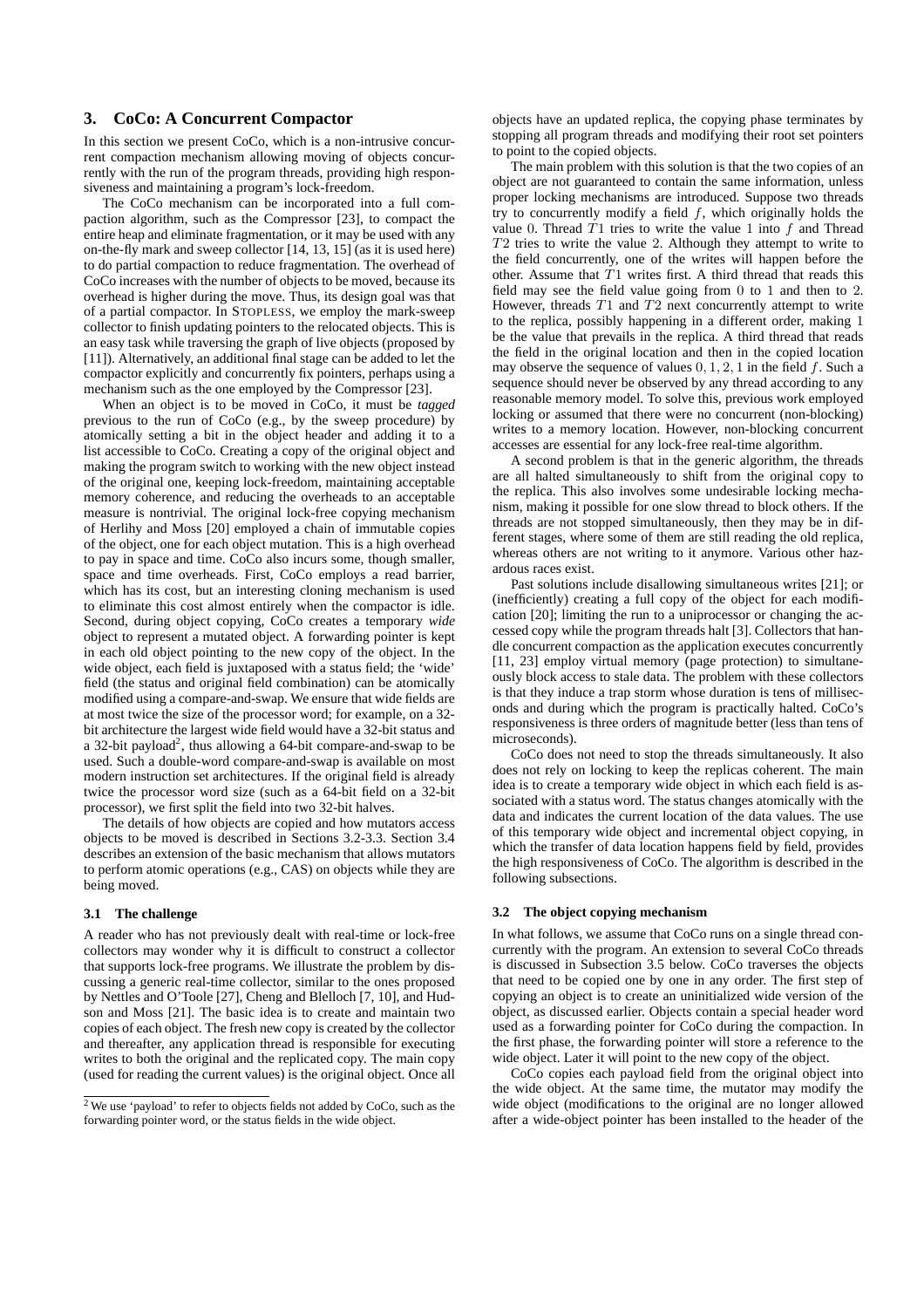## 3. CoCo: A Concurrent Compactor

In this section we present CoCo, which is a non-intrusive concurrent compaction mechanism allowing moving of objects concurrently with the run of the program threads, providing high responsiveness and maintaining a program's lock-freedom.

The CoCo mechanism can be incorporated into a full compaction algorithm, such as the Compressor [23], to compact the entire heap and eliminate fragmentation, or it may be used with any on-the-fly mark and sweep collector [14, 13, 15] (as it is used here) to do partial compaction to reduce fragmentation. The overhead of CoCo increases with the number of objects to be moved, because its overhead is higher during the move. Thus, its design goal was that of a partial compactor. In STOPLESS, we employ the mark-sweep collector to finish updating pointers to the relocated objects. This is an easy task while traversing the graph of live objects (proposed by [11]). Alternatively, an additional final stage can be added to let the compactor explicitly and concurrently fix pointers, perhaps using a mechanism such as the one employed by the Compressor [23].

When an object is to be moved in CoCo, it must be *tagged* previous to the run of CoCo (e.g., by the sweep procedure) by atomically setting a bit in the object header and adding it to a list accessible to CoCo. Creating a copy of the original object and making the program switch to working with the new object instead of the original one, keeping lock-freedom, maintaining acceptable memory coherence, and reducing the overheads to an acceptable measure is nontrivial. The original lock-free copying mechanism of Herlihy and Moss [20] employed a chain of immutable copies of the object, one for each object mutation. This is a high overhead to pay in space and time. CoCo also incurs some, though smaller, space and time overheads. First, CoCo employs a read barrier, which has its cost, but an interesting cloning mechanism is used to eliminate this cost almost entirely when the compactor is idle. Second, during object copying, CoCo creates a temporary *wide* object to represent a mutated object. A forwarding pointer is kept in each old object pointing to the new copy of the object. In the wide object, each field is juxtaposed with a status field; the 'wide' field (the status and original field combination) can be atomically modified using a compare-and-swap. We ensure that wide fields are at most twice the size of the processor word; for example, on a 32-bit architecture the largest wide field would have a 32-bit status and a 32-bit payload[2], thus allowing a 64-bit compare-and-swap to be used. Such a double-word compare-and-swap is available on most modern instruction set architectures. If the original field is already twice the processor word size (such as a 64-bit field on a 32-bit processor), we first split the field into two 32-bit halves.

The details of how objects are copied and how mutators access objects to be moved is described in Sections 3.2-3.3. Section 3.4 describes an extension of the basic mechanism that allows mutators to perform atomic operations (e.g., CAS) on objects while they are being moved.

### 3.1 The challenge

A reader who has not previously dealt with real-time or lock-free collectors may wonder why it is difficult to construct a collector that supports lock-free programs. We illustrate the problem by discussing a generic real-time collector, similar to the ones proposed by Nettles and O'Toole [27], Cheng and Blelloch [7, 10], and Hudson and Moss [21]. The basic idea is to create and maintain two copies of each object. The fresh new copy is created by the collector and thereafter, any application thread is responsible for executing writes to both the original and the replicated copy. The main copy (used for reading the current values) is the original object. Once all objects have an updated replica, the copying phase terminates by stopping all program threads and modifying their root set pointers to point to the copied objects.

The main problem with this solution is that the two copies of an object are not guaranteed to contain the same information, unless proper locking mechanisms are introduced. Suppose two threads try to concurrently modify a field $f$, which originally holds the value 0. Thread $T1$ tries to write the value 1 into $f$ and Thread $T2$ tries to write the value 2. Although they attempt to write to the field concurrently, one of the writes will happen before the other. Assume that $T1$ writes first. A third thread that reads this field may see the field value going from 0 to 1 and then to 2. However, threads $T1$ and $T2$ next concurrently attempt to write to the replica, possibly happening in a different order, making 1 be the value that prevails in the replica. A third thread that reads the field in the original location and then in the copied location may observe the sequence of values $0, 1, 2, 1$ in the field $f$. Such a sequence should never be observed by any thread according to any reasonable memory model. To solve this, previous work employed locking or assumed that there were no concurrent (non-blocking) writes to a memory location. However, non-blocking concurrent accesses are essential for any lock-free real-time algorithm.

A second problem is that in the generic algorithm, the threads are all halted simultaneously to shift from the original copy to the replica. This also involves some undesirable locking mechanism, making it possible for one slow thread to block others. If the threads are not stopped simultaneously, then they may be in different stages, where some of them are still reading the old replica, whereas others are not writing to it anymore. Various other hazardous races exist.

Past solutions include disallowing simultaneous writes [21]; or (inefficiently) creating a full copy of the object for each modification [20]; limiting the run to a uniprocessor or changing the accessed copy while the program threads halt [3]. Collectors that handle concurrent compaction as the application executes concurrently [11, 23] employ virtual memory (page protection) to simultaneously block access to stale data. The problem with these collectors is that they induce a trap storm whose duration is tens of milliseconds and during which the program is practically halted. CoCo's responsiveness is three orders of magnitude better (less than tens of microseconds).

CoCo does not need to stop the threads simultaneously. It also does not rely on locking to keep the replicas coherent. The main idea is to create a temporary wide object in which each field is associated with a status word. The status changes atomically with the data and indicates the current location of the data values. The use of this temporary wide object and incremental object copying, in which the transfer of data location happens field by field, provides the high responsiveness of CoCo. The algorithm is described in the following subsections.

### 3.2 The object copying mechanism

In what follows, we assume that CoCo runs on a single thread concurrently with the program. An extension to several CoCo threads is discussed in Subsection 3.5 below. CoCo traverses the objects that need to be copied one by one in any order. The first step of copying an object is to create an uninitialized wide version of the object, as discussed earlier. Objects contain a special header word used as a forwarding pointer for CoCo during the compaction. In the first phase, the forwarding pointer will store a reference to the wide object. Later it will point to the new copy of the object.

CoCo copies each payload field from the original object into the wide object. At the same time, the mutator may modify the wide object (modifications to the original are no longer allowed after a wide-object pointer has been installed to the header of the

[2] We use 'payload' to refer to objects fields not added by CoCo, such as the forwarding pointer word, or the status fields in the wide object.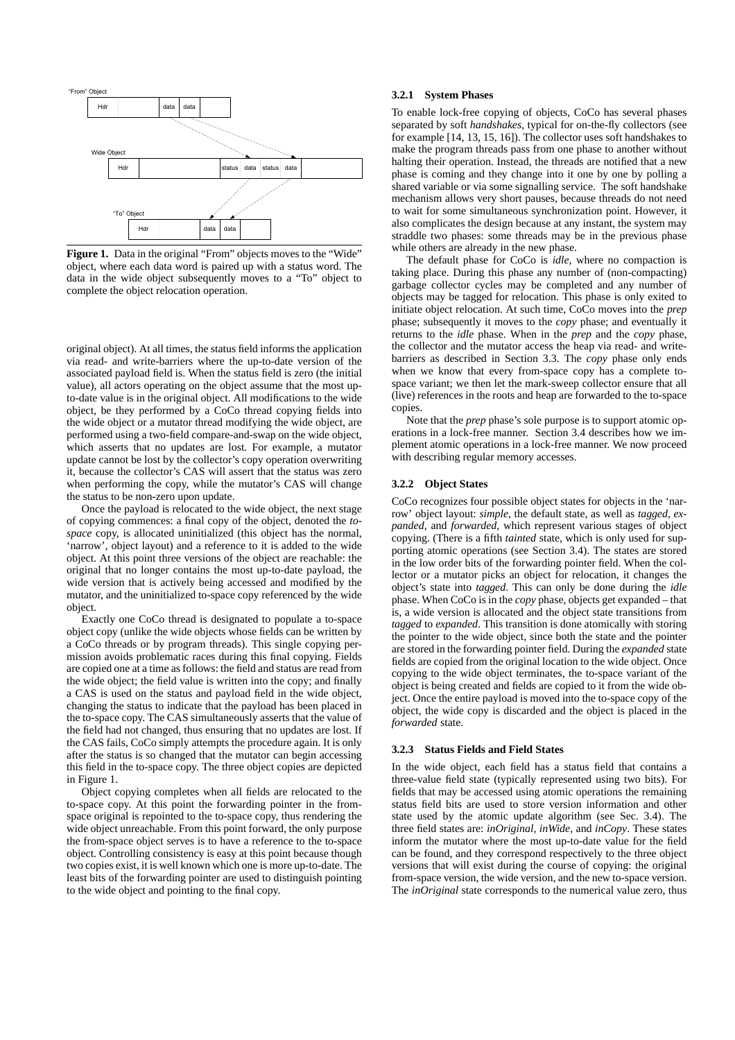**Figure 1.** Data in the original "From" objects moves to the "Wide" object, where each data word is paired up with a status word. The data in the wide object subsequently moves to a "To" object to complete the object relocation operation.

original object). At all times, the status field informs the application via read- and write-barriers where the up-to-date version of the associated payload field is. When the status field is zero (the initial value), all actors operating on the object assume that the most up-to-date value is in the original object. All modifications to the wide object, be they performed by a CoCo thread copying fields into the wide object or a mutator thread modifying the wide object, are performed using a two-field compare-and-swap on the wide object, which asserts that no updates are lost. For example, a mutator update cannot be lost by the collector's copy operation overwriting it, because the collector's CAS will assert that the status was zero when performing the copy, while the mutator's CAS will change the status to be non-zero upon update.

Once the payload is relocated to the wide object, the next stage of copying commences: a final copy of the object, denoted the *to-space* copy, is allocated uninitialized (this object has the normal, 'narrow', object layout) and a reference to it is added to the wide object. At this point three versions of the object are reachable: the original that no longer contains the most up-to-date payload, the wide version that is actively being accessed and modified by the mutator, and the uninitialized to-space copy referenced by the wide object.

Exactly one CoCo thread is designated to populate a to-space object copy (unlike the wide objects whose fields can be written by a CoCo threads or by program threads). This single copying permission avoids problematic races during this final copying. Fields are copied one at a time as follows: the field and status are read from the wide object; the field value is written into the copy; and finally a CAS is used on the status and payload field in the wide object, changing the status to indicate that the payload has been placed in the to-space copy. The CAS simultaneously asserts that the value of the field had not changed, thus ensuring that no updates are lost. If the CAS fails, CoCo simply attempts the procedure again. It is only after the status is so changed that the mutator can begin accessing this field in the to-space copy. The three object copies are depicted in Figure 1.

Object copying completes when all fields are relocated to the to-space copy. At this point the forwarding pointer in the from-space original is repointed to the to-space copy, thus rendering the wide object unreachable. From this point forward, the only purpose the from-space object serves is to have a reference to the to-space object. Controlling consistency is easy at this point because though two copies exist, it is well known which one is more up-to-date. The least bits of the forwarding pointer are used to distinguish pointing to the wide object and pointing to the final copy.

#### 3.2.1 System Phases

To enable lock-free copying of objects, CoCo has several phases separated by soft *handshakes*, typical for on-the-fly collectors (see for example [14, 13, 15, 16]). The collector uses soft handshakes to make the program threads pass from one phase to another without halting their operation. Instead, the threads are notified that a new phase is coming and they change into it one by one by polling a shared variable or via some signalling service. The soft handshake mechanism allows very short pauses, because threads do not need to wait for some simultaneous synchronization point. However, it also complicates the design because at any instant, the system may straddle two phases: some threads may be in the previous phase while others are already in the new phase.

The default phase for CoCo is *idle*, where no compaction is taking place. During this phase any number of (non-compacting) garbage collector cycles may be completed and any number of objects may be tagged for relocation. This phase is only exited to initiate object relocation. At such time, CoCo moves into the *prep* phase; subsequently it moves to the *copy* phase; and eventually it returns to the *idle* phase. When in the *prep* and the *copy* phase, the collector and the mutator access the heap via read- and write-barriers as described in Section 3.3. The *copy* phase only ends when we know that every from-space copy has a complete to-space variant; we then let the mark-sweep collector ensure that all (live) references in the roots and heap are forwarded to the to-space copies.

Note that the *prep* phase's sole purpose is to support atomic operations in a lock-free manner. Section 3.4 describes how we implement atomic operations in a lock-free manner. We now proceed with describing regular memory accesses.

#### 3.2.2 Object States

CoCo recognizes four possible object states for objects in the 'narrow' object layout: *simple*, the default state, as well as *tagged*, *expanded*, and *forwarded*, which represent various stages of object copying. (There is a fifth *tainted* state, which is only used for supporting atomic operations (see Section 3.4). The states are stored in the low order bits of the forwarding pointer field. When the collector or a mutator picks an object for relocation, it changes the object's state into *tagged*. This can only be done during the *idle* phase. When CoCo is in the *copy* phase, objects get expanded – that is, a wide version is allocated and the object state transitions from *tagged* to *expanded*. This transition is done atomically with storing the pointer to the wide object, since both the state and the pointer are stored in the forwarding pointer field. During the *expanded* state fields are copied from the original location to the wide object. Once copying to the wide object terminates, the to-space variant of the object is being created and fields are copied to it from the wide object. Once the entire payload is moved into the to-space copy of the object, the wide copy is discarded and the object is placed in the *forwarded* state.

#### 3.2.3 Status Fields and Field States

In the wide object, each field has a status field that contains a three-value field state (typically represented using two bits). For fields that may be accessed using atomic operations the remaining status field bits are used to store version information and other state used by the atomic update algorithm (see Sec. 3.4). The three field states are: *inOriginal*, *inWide*, and *inCopy*. These states inform the mutator where the most up-to-date value for the field can be found, and they correspond respectively to the three object versions that will exist during the course of copying: the original from-space version, the wide version, and the new to-space version. The *inOriginal* state corresponds to the numerical value zero, thus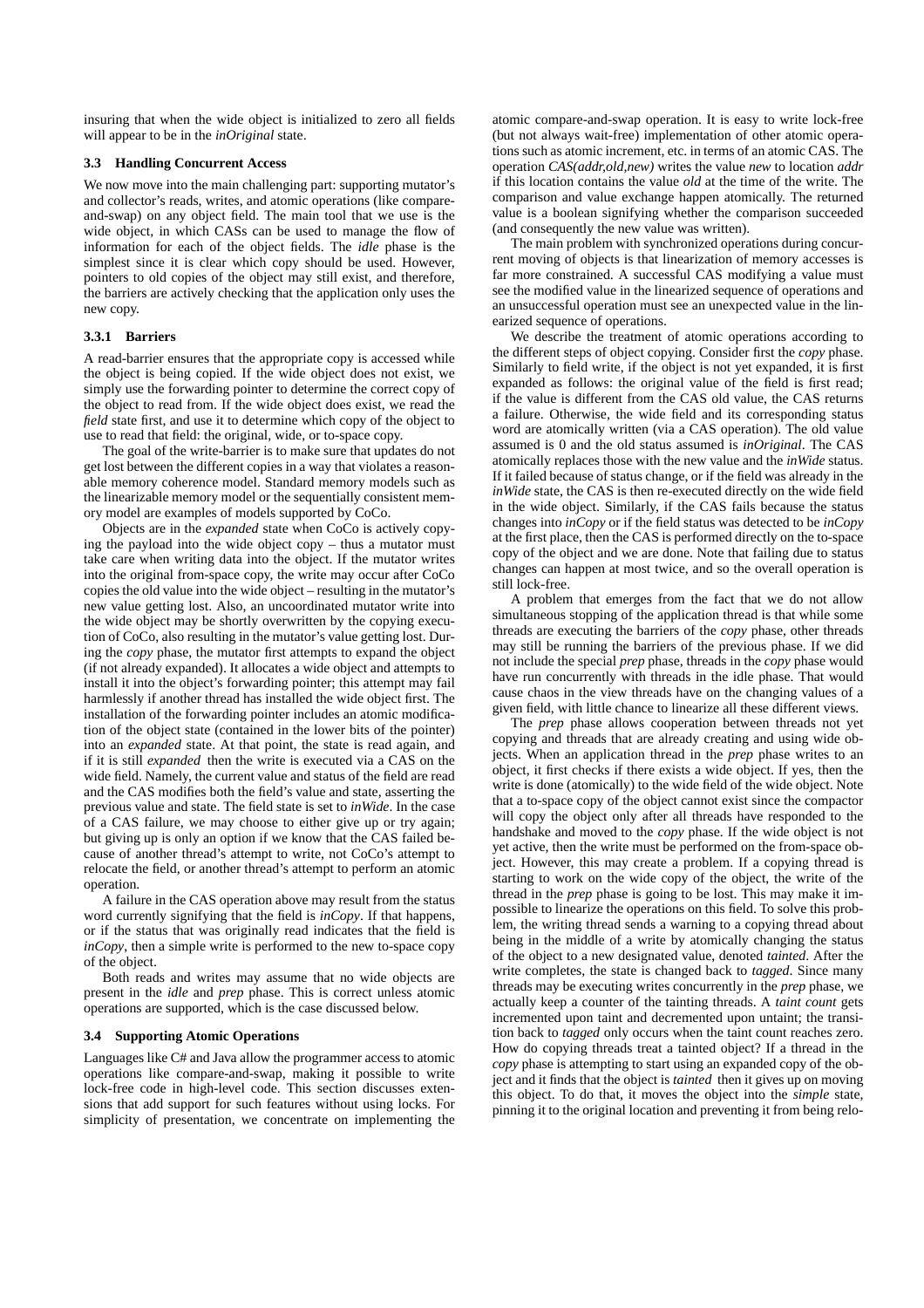insuring that when the wide object is initialized to zero all fields will appear to be in the *inOriginal* state.

### 3.3 Handling Concurrent Access

We now move into the main challenging part: supporting mutator's and collector's reads, writes, and atomic operations (like compare-and-swap) on any object field. The main tool that we use is the wide object, in which CASs can be used to manage the flow of information for each of the object fields. The *idle* phase is the simplest since it is clear which copy should be used. However, pointers to old copies of the object may still exist, and therefore, the barriers are actively checking that the application only uses the new copy.

#### 3.3.1 Barriers

A read-barrier ensures that the appropriate copy is accessed while the object is being copied. If the wide object does not exist, we simply use the forwarding pointer to determine the correct copy of the object to read from. If the wide object does exist, we read the *field* state first, and use it to determine which copy of the object to use to read that field: the original, wide, or to-space copy.

The goal of the write-barrier is to make sure that updates do not get lost between the different copies in a way that violates a reasonable memory coherence model. Standard memory models such as the linearizable memory model or the sequentially consistent memory model are examples of models supported by CoCo.

Objects are in the *expanded* state when CoCo is actively copying the payload into the wide object copy – thus a mutator must take care when writing data into the object. If the mutator writes into the original from-space copy, the write may occur after CoCo copies the old value into the wide object – resulting in the mutator's new value getting lost. Also, an uncoordinated mutator write into the wide object may be shortly overwritten by the copying execution of CoCo, also resulting in the mutator's value getting lost. During the *copy* phase, the mutator first attempts to expand the object (if not already expanded). It allocates a wide object and attempts to install it into the object's forwarding pointer; this attempt may fail harmlessly if another thread has installed the wide object first. The installation of the forwarding pointer includes an atomic modification of the object state (contained in the lower bits of the pointer) into an *expanded* state. At that point, the state is read again, and if it is still *expanded* then the write is executed via a CAS on the wide field. Namely, the current value and status of the field are read and the CAS modifies both the field's value and state, asserting the previous value and state. The field state is set to *inWide*. In the case of a CAS failure, we may choose to either give up or try again; but giving up is only an option if we know that the CAS failed because of another thread's attempt to write, not CoCo's attempt to relocate the field, or another thread's attempt to perform an atomic operation.

A failure in the CAS operation above may result from the status word currently signifying that the field is *inCopy*. If that happens, or if the status that was originally read indicates that the field is *inCopy*, then a simple write is performed to the new to-space copy of the object.

Both reads and writes may assume that no wide objects are present in the *idle* and *prep* phase. This is correct unless atomic operations are supported, which is the case discussed below.

### 3.4 Supporting Atomic Operations

Languages like C# and Java allow the programmer access to atomic operations like compare-and-swap, making it possible to write lock-free code in high-level code. This section discusses extensions that add support for such features without using locks. For simplicity of presentation, we concentrate on implementing the atomic compare-and-swap operation. It is easy to write lock-free (but not always wait-free) implementation of other atomic operations such as atomic increment, etc. in terms of an atomic CAS. The operation *CAS(addr,old,new)* writes the value *new* to location *addr* if this location contains the value *old* at the time of the write. The comparison and value exchange happen atomically. The returned value is a boolean signifying whether the comparison succeeded (and consequently the new value was written).

The main problem with synchronized operations during concurrent moving of objects is that linearization of memory accesses is far more constrained. A successful CAS modifying a value must see the modified value in the linearized sequence of operations and an unsuccessful operation must see an unexpected value in the linearized sequence of operations.

We describe the treatment of atomic operations according to the different steps of object copying. Consider first the *copy* phase. Similarly to field write, if the object is not yet expanded, it is first expanded as follows: the original value of the field is first read; if the value is different from the CAS old value, the CAS returns a failure. Otherwise, the wide field and its corresponding status word are atomically written (via a CAS operation). The old value assumed is 0 and the old status assumed is *inOriginal*. The CAS atomically replaces those with the new value and the *inWide* status. If it failed because of status change, or if the field was already in the *inWide* state, the CAS is then re-executed directly on the wide field in the wide object. Similarly, if the CAS fails because the status changes into *inCopy* or if the field status was detected to be *inCopy* at the first place, then the CAS is performed directly on the to-space copy of the object and we are done. Note that failing due to status changes can happen at most twice, and so the overall operation is still lock-free.

A problem that emerges from the fact that we do not allow simultaneous stopping of the application thread is that while some threads are executing the barriers of the *copy* phase, other threads may still be running the barriers of the previous phase. If we did not include the special *prep* phase, threads in the *copy* phase would have run concurrently with threads in the idle phase. That would cause chaos in the view threads have on the changing values of a given field, with little chance to linearize all these different views.

The *prep* phase allows cooperation between threads not yet copying and threads that are already creating and using wide objects. When an application thread in the *prep* phase writes to an object, it first checks if there exists a wide object. If yes, then the write is done (atomically) to the wide field of the wide object. Note that a to-space copy of the object cannot exist since the compactor will copy the object only after all threads have responded to the handshake and moved to the *copy* phase. If the wide object is not yet active, then the write must be performed on the from-space object. However, this may create a problem. If a copying thread is starting to work on the wide copy of the object, the write of the thread in the *prep* phase is going to be lost. This may make it impossible to linearize the operations on this field. To solve this problem, the writing thread sends a warning to a copying thread about being in the middle of a write by atomically changing the status of the object to a new designated value, denoted *tainted*. After the write completes, the state is changed back to *tagged*. Since many threads may be executing writes concurrently in the *prep* phase, we actually keep a counter of the tainting threads. A *taint count* gets incremented upon taint and decremented upon untaint; the transition back to *tagged* only occurs when the taint count reaches zero. How do copying threads treat a tainted object? If a thread in the *copy* phase is attempting to start using an expanded copy of the object and it finds that the object is *tainted* then it gives up on moving this object. To do that, it moves the object into the *simple* state, pinning it to the original location and preventing it from being relo-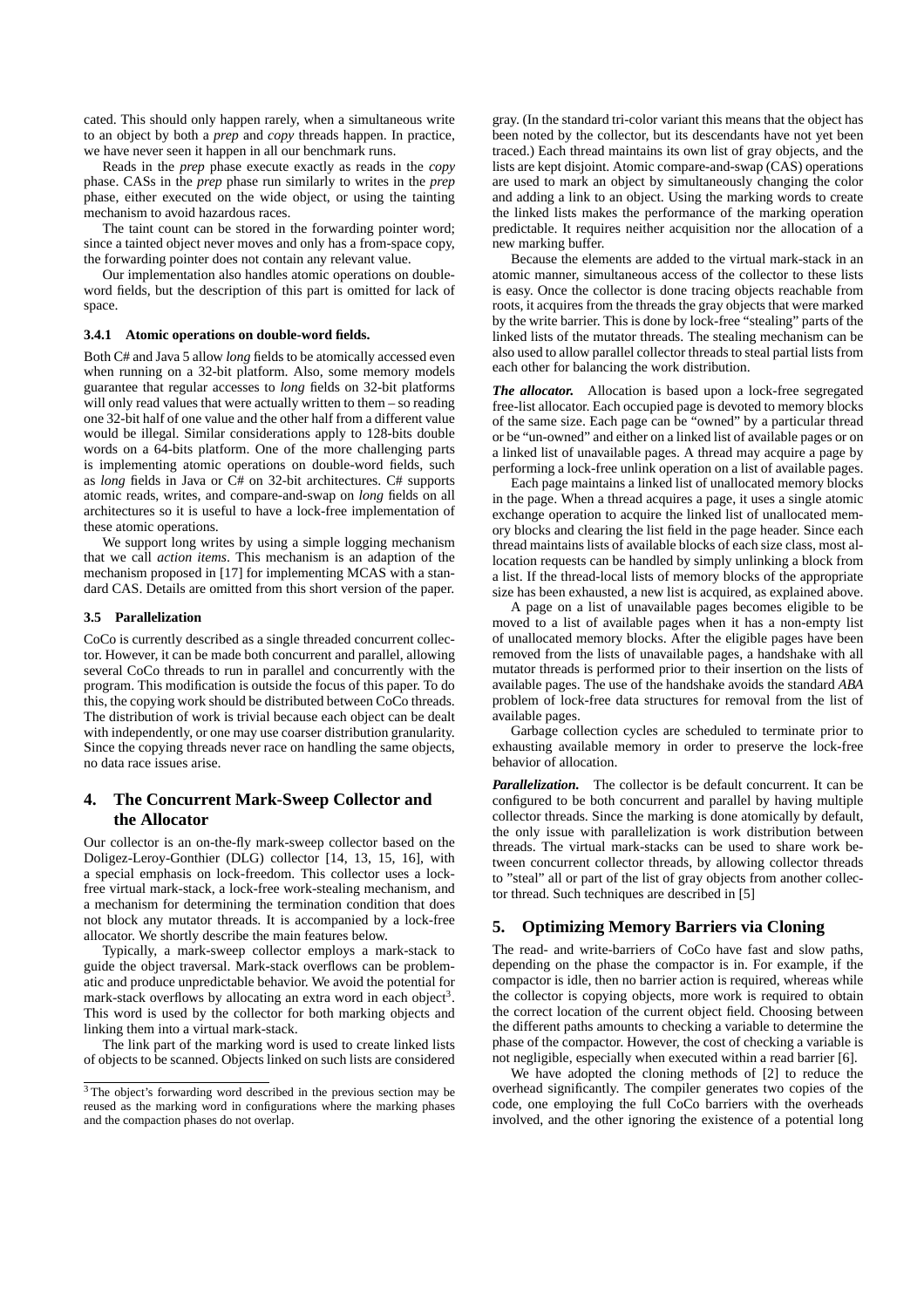cated. This should only happen rarely, when a simultaneous write to an object by both a *prep* and *copy* threads happen. In practice, we have never seen it happen in all our benchmark runs.

Reads in the *prep* phase execute exactly as reads in the *copy* phase. CASs in the *prep* phase run similarly to writes in the *prep* phase, either executed on the wide object, or using the tainting mechanism to avoid hazardous races.

The taint count can be stored in the forwarding pointer word; since a tainted object never moves and only has a from-space copy, the forwarding pointer does not contain any relevant value.

Our implementation also handles atomic operations on double-word fields, but the description of this part is omitted for lack of space.

#### 3.4.1 Atomic operations on double-word fields.

Both C# and Java 5 allow *long* fields to be atomically accessed even when running on a 32-bit platform. Also, some memory models guarantee that regular accesses to *long* fields on 32-bit platforms will only read values that were actually written to them – so reading one 32-bit half of one value and the other half from a different value would be illegal. Similar considerations apply to 128-bits double words on a 64-bits platform. One of the more challenging parts is implementing atomic operations on double-word fields, such as *long* fields in Java or C# on 32-bit architectures. C# supports atomic reads, writes, and compare-and-swap on *long* fields on all architectures so it is useful to have a lock-free implementation of these atomic operations.

We support long writes by using a simple logging mechanism that we call *action items*. This mechanism is an adaption of the mechanism proposed in [17] for implementing MCAS with a standard CAS. Details are omitted from this short version of the paper.

### 3.5 Parallelization

CoCo is currently described as a single threaded concurrent collector. However, it can be made both concurrent and parallel, allowing several CoCo threads to run in parallel and concurrently with the program. This modification is outside the focus of this paper. To do this, the copying work should be distributed between CoCo threads. The distribution of work is trivial because each object can be dealt with independently, or one may use coarser distribution granularity. Since the copying threads never race on handling the same objects, no data race issues arise.

## 4. The Concurrent Mark-Sweep Collector and the Allocator

Our collector is an on-the-fly mark-sweep collector based on the Doligez-Leroy-Gonthier (DLG) collector [14, 13, 15, 16], with a special emphasis on lock-freedom. This collector uses a lock-free virtual mark-stack, a lock-free work-stealing mechanism, and a mechanism for determining the termination condition that does not block any mutator threads. It is accompanied by a lock-free allocator. We shortly describe the main features below.

Typically, a mark-sweep collector employs a mark-stack to guide the object traversal. Mark-stack overflows can be problematic and produce unpredictable behavior. We avoid the potential for mark-stack overflows by allocating an extra word in each object[3]. This word is used by the collector for both marking objects and linking them into a virtual mark-stack.

The link part of the marking word is used to create linked lists of objects to be scanned. Objects linked on such lists are considered gray. (In the standard tri-color variant this means that the object has been noted by the collector, but its descendants have not yet been traced.) Each thread maintains its own list of gray objects, and the lists are kept disjoint. Atomic compare-and-swap (CAS) operations are used to mark an object by simultaneously changing the color and adding a link to an object. Using the marking words to create the linked lists makes the performance of the marking operation predictable. It requires neither acquisition nor the allocation of a new marking buffer.

Because the elements are added to the virtual mark-stack in an atomic manner, simultaneous access of the collector to these lists is easy. Once the collector is done tracing objects reachable from roots, it acquires from the threads the gray objects that were marked by the write barrier. This is done by lock-free "stealing" parts of the linked lists of the mutator threads. The stealing mechanism can be also used to allow parallel collector threads to steal partial lists from each other for balancing the work distribution.

***The allocator.*** Allocation is based upon a lock-free segregated free-list allocator. Each occupied page is devoted to memory blocks of the same size. Each page can be "owned" by a particular thread or be "un-owned" and either on a linked list of available pages or on a linked list of unavailable pages. A thread may acquire a page by performing a lock-free unlink operation on a list of available pages.

Each page maintains a linked list of unallocated memory blocks in the page. When a thread acquires a page, it uses a single atomic exchange operation to acquire the linked list of unallocated memory blocks and clearing the list field in the page header. Since each thread maintains lists of available blocks of each size class, most allocation requests can be handled by simply unlinking a block from a list. If the thread-local lists of memory blocks of the appropriate size has been exhausted, a new list is acquired, as explained above.

A page on a list of unavailable pages becomes eligible to be moved to a list of available pages when it has a non-empty list of unallocated memory blocks. After the eligible pages have been removed from the lists of unavailable pages, a handshake with all mutator threads is performed prior to their insertion on the lists of available pages. The use of the handshake avoids the standard *ABA* problem of lock-free data structures for removal from the list of available pages.

Garbage collection cycles are scheduled to terminate prior to exhausting available memory in order to preserve the lock-free behavior of allocation.

***Parallelization.*** The collector is be default concurrent. It can be configured to be both concurrent and parallel by having multiple collector threads. Since the marking is done atomically by default, the only issue with parallelization is work distribution between threads. The virtual mark-stacks can be used to share work between concurrent collector threads, by allowing collector threads to "steal" all or part of the list of gray objects from another collector thread. Such techniques are described in [5]

## 5. Optimizing Memory Barriers via Cloning

The read- and write-barriers of CoCo have fast and slow paths, depending on the phase the compactor is in. For example, if the compactor is idle, then no barrier action is required, whereas while the collector is copying objects, more work is required to obtain the correct location of the current object field. Choosing between the different paths amounts to checking a variable to determine the phase of the compactor. However, the cost of checking a variable is not negligible, especially when executed within a read barrier [6].

We have adopted the cloning methods of [2] to reduce the overhead significantly. The compiler generates two copies of the code, one employing the full CoCo barriers with the overheads involved, and the other ignoring the existence of a potential long

[3] The object's forwarding word described in the previous section may be reused as the marking word in configurations where the marking phases and the compaction phases do not overlap.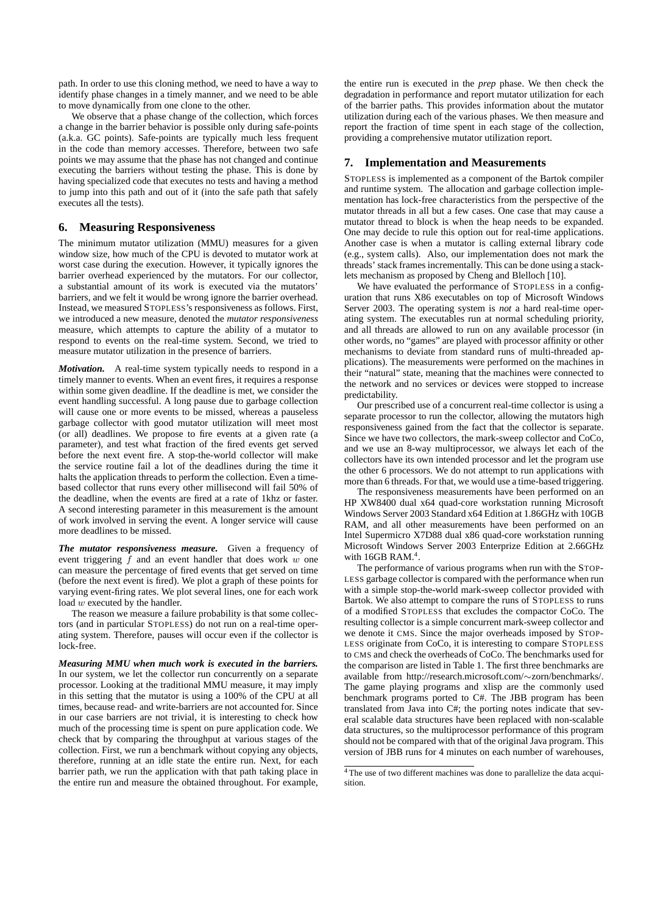path. In order to use this cloning method, we need to have a way to identify phase changes in a timely manner, and we need to be able to move dynamically from one clone to the other.

We observe that a phase change of the collection, which forces a change in the barrier behavior is possible only during safe-points (a.k.a. GC points). Safe-points are typically much less frequent in the code than memory accesses. Therefore, between two safe points we may assume that the phase has not changed and continue executing the barriers without testing the phase. This is done by having specialized code that executes no tests and having a method to jump into this path and out of it (into the safe path that safely executes all the tests).

## 6. Measuring Responsiveness

The minimum mutator utilization (MMU) measures for a given window size, how much of the CPU is devoted to mutator work at worst case during the execution. However, it typically ignores the barrier overhead experienced by the mutators. For our collector, a substantial amount of its work is executed via the mutators' barriers, and we felt it would be wrong ignore the barrier overhead. Instead, we measured STOPLESS's responsiveness as follows. First, we introduced a new measure, denoted the *mutator responsiveness* measure, which attempts to capture the ability of a mutator to respond to events on the real-time system. Second, we tried to measure mutator utilization in the presence of barriers.

***Motivation.*** A real-time system typically needs to respond in a timely manner to events. When an event fires, it requires a response within some given deadline. If the deadline is met, we consider the event handling successful. A long pause due to garbage collection will cause one or more events to be missed, whereas a pauseless garbage collector with good mutator utilization will meet most (or all) deadlines. We propose to fire events at a given rate (a parameter), and test what fraction of the fired events get served before the next event fire. A stop-the-world collector will make the service routine fail a lot of the deadlines during the time it halts the application threads to perform the collection. Even a time-based collector that runs every other millisecond will fail 50% of the deadline, when the events are fired at a rate of 1khz or faster. A second interesting parameter in this measurement is the amount of work involved in serving the event. A longer service will cause more deadlines to be missed.

***The mutator responsiveness measure.*** Given a frequency of event triggering $f$ and an event handler that does work $w$ one can measure the percentage of fired events that get served on time (before the next event is fired). We plot a graph of these points for varying event-firing rates. We plot several lines, one for each work load $w$ executed by the handler.

The reason we measure a failure probability is that some collectors (and in particular STOPLESS) do not run on a real-time operating system. Therefore, pauses will occur even if the collector is lock-free.

***Measuring MMU when much work is executed in the barriers.*** In our system, we let the collector run concurrently on a separate processor. Looking at the traditional MMU measure, it may imply in this setting that the mutator is using a 100% of the CPU at all times, because read- and write-barriers are not accounted for. Since in our case barriers are not trivial, it is interesting to check how much of the processing time is spent on pure application code. We check that by comparing the throughput at various stages of the collection. First, we run a benchmark without copying any objects, therefore, running at an idle state the entire run. Next, for each barrier path, we run the application with that path taking place in the entire run and measure the obtained throughput. For example, the entire run is executed in the *prep* phase. We then check the degradation in performance and report mutator utilization for each of the barrier paths. This provides information about the mutator utilization during each of the various phases. We then measure and report the fraction of time spent in each stage of the collection, providing a comprehensive mutator utilization report.

## 7. Implementation and Measurements

STOPLESS is implemented as a component of the Bartok compiler and runtime system. The allocation and garbage collection implementation has lock-free characteristics from the perspective of the mutator threads in all but a few cases. One case that may cause a mutator thread to block is when the heap needs to be expanded. One may decide to rule this option out for real-time applications. Another case is when a mutator is calling external library code (e.g., system calls). Also, our implementation does not mark the threads' stack frames incrementally. This can be done using a stacklets mechanism as proposed by Cheng and Blelloch [10].

We have evaluated the performance of STOPLESS in a configuration that runs X86 executables on top of Microsoft Windows Server 2003. The operating system is *not* a hard real-time operating system. The executables run at normal scheduling priority, and all threads are allowed to run on any available processor (in other words, no "games" are played with processor affinity or other mechanisms to deviate from standard runs of multi-threaded applications). The measurements were performed on the machines in their "natural" state, meaning that the machines were connected to the network and no services or devices were stopped to increase predictability.

Our prescribed use of a concurrent real-time collector is using a separate processor to run the collector, allowing the mutators high responsiveness gained from the fact that the collector is separate. Since we have two collectors, the mark-sweep collector and CoCo, and we use an 8-way multiprocessor, we always let each of the collectors have its own intended processor and let the program use the other 6 processors. We do not attempt to run applications with more than 6 threads. For that, we would use a time-based triggering.

The responsiveness measurements have been performed on an HP XW8400 dual x64 quad-core workstation running Microsoft Windows Server 2003 Standard x64 Edition at 1.86GHz with 10GB RAM, and all other measurements have been performed on an Intel Supermicro X7D88 dual x86 quad-core workstation running Microsoft Windows Server 2003 Enterprize Edition at 2.66GHz with 16GB RAM.[4].

The performance of various programs when run with the STOPLESS garbage collector is compared with the performance when run with a simple stop-the-world mark-sweep collector provided with Bartok. We also attempt to compare the runs of STOPLESS to runs of a modified STOPLESS that excludes the compactor CoCo. The resulting collector is a simple concurrent mark-sweep collector and we denote it CMS. Since the major overheads imposed by STOPLESS originate from CoCo, it is interesting to compare STOPLESS to CMS and check the overheads of CoCo. The benchmarks used for the comparison are listed in Table 1. The first three benchmarks are available from http://research.microsoft.com/∼zorn/benchmarks/. The game playing programs and xlisp are the commonly used benchmark programs ported to C#. The JBB program has been translated from Java into C#; the porting notes indicate that several scalable data structures have been replaced with non-scalable data structures, so the multiprocessor performance of this program should not be compared with that of the original Java program. This version of JBB runs for 4 minutes on each number of warehouses,

[4] The use of two different machines was done to parallelize the data acquisition.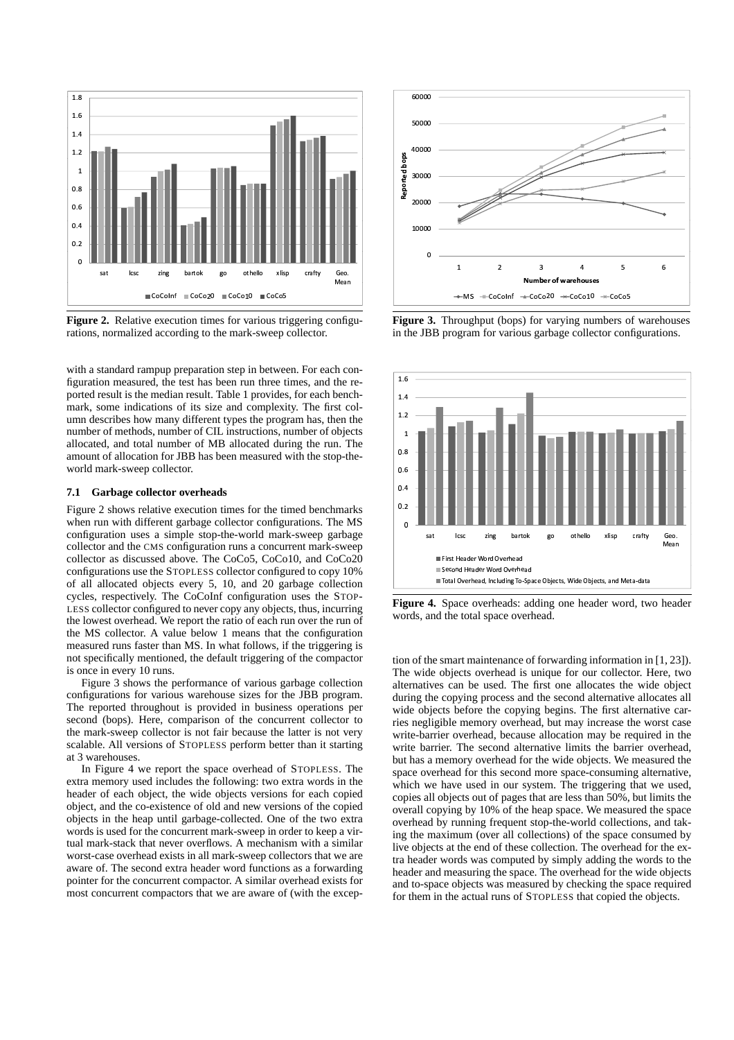**Figure 2.** Relative execution times for various triggering configurations, normalized according to the mark-sweep collector.

**Figure 3.** Throughput (bops) for varying numbers of warehouses in the JBB program for various garbage collector configurations.

**Figure 4.** Space overheads: adding one header word, two header words, and the total space overhead.

with a standard rampup preparation step in between. For each configuration measured, the test has been run three times, and the reported result is the median result. Table 1 provides, for each benchmark, some indications of its size and complexity. The first column describes how many different types the program has, then the number of methods, number of CIL instructions, number of objects allocated, and total number of MB allocated during the run. The amount of allocation for JBB has been measured with the stop-the-world mark-sweep collector.

### 7.1 Garbage collector overheads

Figure 2 shows relative execution times for the timed benchmarks when run with different garbage collector configurations. The MS configuration uses a simple stop-the-world mark-sweep garbage collector and the CMS configuration runs a concurrent mark-sweep collector as discussed above. The CoCo5, CoCo10, and CoCo20 configurations use the STOPLESS collector configured to copy 10% of all allocated objects every 5, 10, and 20 garbage collection cycles, respectively. The CoCoInf configuration uses the STOPLESS collector configured to never copy any objects, thus, incurring the lowest overhead. We report the ratio of each run over the run of the MS collector. A value below 1 means that the configuration measured runs faster than MS. In what follows, if the triggering is not specifically mentioned, the default triggering of the compactor is once in every 10 runs.

Figure 3 shows the performance of various garbage collection configurations for various warehouse sizes for the JBB program. The reported throughout is provided in business operations per second (bops). Here, comparison of the concurrent collector to the mark-sweep collector is not fair because the latter is not very scalable. All versions of STOPLESS perform better than it starting at 3 warehouses.

In Figure 4 we report the space overhead of STOPLESS. The extra memory used includes the following: two extra words in the header of each object, the wide objects versions for each copied object, and the co-existence of old and new versions of the copied objects in the heap until garbage-collected. One of the two extra words is used for the concurrent mark-sweep in order to keep a virtual mark-stack that never overflows. A mechanism with a similar worst-case overhead exists in all mark-sweep collectors that we are aware of. The second extra header word functions as a forwarding pointer for the concurrent compactor. A similar overhead exists for most concurrent compactors that we are aware of (with the exception of the smart maintenance of forwarding information in [1, 23]). The wide objects overhead is unique for our collector. Here, two alternatives can be used. The first one allocates the wide object during the copying process and the second alternative allocates all wide objects before the copying begins. The first alternative carries negligible memory overhead, but may increase the worst case write-barrier overhead, because allocation may be required in the write barrier. The second alternative limits the barrier overhead, but has a memory overhead for the wide objects. We measured the space overhead for this second more space-consuming alternative, which we have used in our system. The triggering that we used, copies all objects out of pages that are less than 50%, but limits the overall copying by 10% of the heap space. We measured the space overhead by running frequent stop-the-world collections, and taking the maximum (over all collections) of the space consumed by live objects at the end of these collection. The overhead for the extra header words was computed by simply adding the words to the header and measuring the space. The overhead for the wide objects and to-space objects was measured by checking the space required for them in the actual runs of STOPLESS that copied the objects.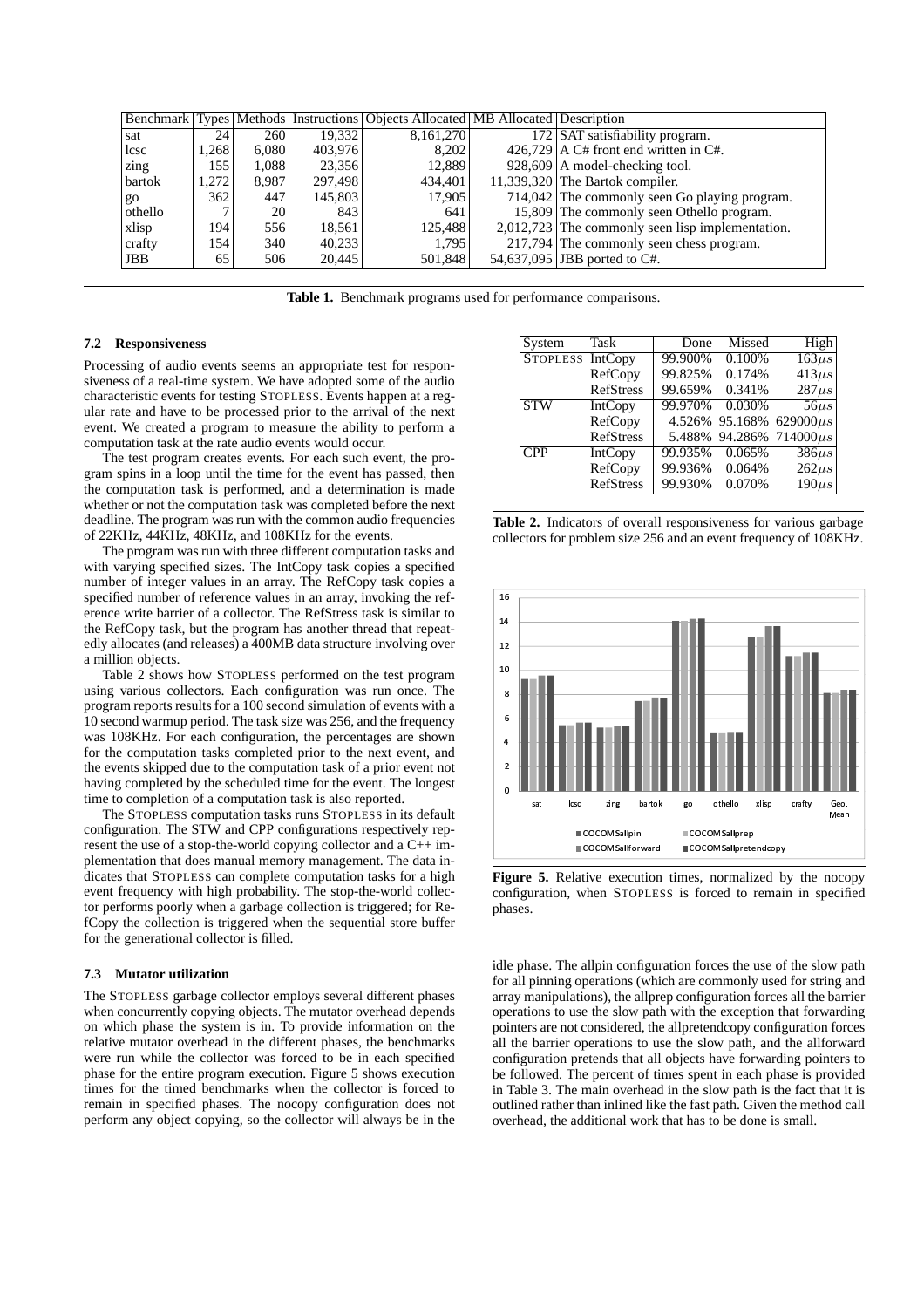| Benchmark | Types | Methods | Instructions | Objects Allocated | MB Allocated | Description |
|---|---|---|---|---|---|---|
| sat | 24 | 260 | 19,332 | 8,161,270 | 172 | SAT satisfiability program. |
| lcsc | 1,268 | 6,080 | 403,976 | 8,202 | 426,729 | A C# front end written in C#. |
| zing | 155 | 1,088 | 23,356 | 12,889 | 928,609 | A model-checking tool. |
| bartok | 1,272 | 8,987 | 297,498 | 434,401 | 11,339,320 | The Bartok compiler. |
| go | 362 | 447 | 145,803 | 17,905 | 714,042 | The commonly seen Go playing program. |
| othello | 7 | 20 | 843 | 641 | 15,809 | The commonly seen Othello program. |
| xlisp | 194 | 556 | 18,561 | 125,488 | 2,012,723 | The commonly seen lisp implementation. |
| crafty | 154 | 340 | 40,233 | 1,795 | 217,794 | The commonly seen chess program. |
| JBB | 65 | 506 | 20,445 | 501,848 | 54,637,095 | JBB ported to C#. |

**Table 1.** Benchmark programs used for performance comparisons.

### 7.2 Responsiveness

Processing of audio events seems an appropriate test for responsiveness of a real-time system. We have adopted some of the audio characteristic events for testing STOPLESS. Events happen at a regular rate and have to be processed prior to the arrival of the next event. We created a program to measure the ability to perform a computation task at the rate audio events would occur.

The test program creates events. For each such event, the program spins in a loop until the time for the event has passed, then the computation task is performed, and a determination is made whether or not the computation task was completed before the next deadline. The program was run with the common audio frequencies of 22KHz, 44KHz, 48KHz, and 108KHz for the events.

The program was run with three different computation tasks and with varying specified sizes. The IntCopy task copies a specified number of integer values in an array. The RefCopy task copies a specified number of reference values in an array, invoking the reference write barrier of a collector. The RefStress task is similar to the RefCopy task, but the program has another thread that repeatedly allocates (and releases) a 400MB data structure involving over a million objects.

Table 2 shows how STOPLESS performed on the test program using various collectors. Each configuration was run once. The program reports results for a 100 second simulation of events with a 10 second warmup period. The task size was 256, and the frequency was 108KHz. For each configuration, the percentages are shown for the computation tasks completed prior to the next event, and the events skipped due to the computation task of a prior event not having completed by the scheduled time for the event. The longest time to completion of a computation task is also reported.

The STOPLESS computation tasks runs STOPLESS in its default configuration. The STW and CPP configurations respectively represent the use of a stop-the-world copying collector and a C++ implementation that does manual memory management. The data indicates that STOPLESS can complete computation tasks for a high event frequency with high probability. The stop-the-world collector performs poorly when a garbage collection is triggered; for RefCopy the collection is triggered when the sequential store buffer for the generational collector is filled.

### 7.3 Mutator utilization

The STOPLESS garbage collector employs several different phases when concurrently copying objects. The mutator overhead depends on which phase the system is in. To provide information on the relative mutator overhead in the different phases, the benchmarks were run while the collector was forced to be in each specified phase for the entire program execution. Figure 5 shows execution times for the timed benchmarks when the collector is forced to remain in specified phases. The nocopy configuration does not perform any object copying, so the collector will always be in the idle phase. The allpin configuration forces the use of the slow path for all pinning operations (which are commonly used for string and array manipulations), the allprep configuration forces all the barrier operations to use the slow path with the exception that forwarding pointers are not considered, the allpretendcopy configuration forces all the barrier operations to use the slow path, and the allforward configuration pretends that all objects have forwarding pointers to be followed. The percent of times spent in each phase is provided in Table 3. The main overhead in the slow path is the fact that it is outlined rather than inlined like the fast path. Given the method call overhead, the additional work that has to be done is small.

| System | Task | Done | Missed | High |
|---|---|---|---|---|
| STOPLESS | IntCopy | 99.900% | 0.100% | $163\mu s$ |
| | RefCopy | 99.825% | 0.174% | $413\mu s$ |
| | RefStress | 99.659% | 0.341% | $287\mu s$ |
| STW | IntCopy | 99.970% | 0.030% | $56\mu s$ |
| | RefCopy | 4.526% | 95.168% | $629000\mu s$ |
| | RefStress | 5.488% | 94.286% | $714000\mu s$ |
| CPP | IntCopy | 99.935% | 0.065% | $386\mu s$ |
| | RefCopy | 99.936% | 0.064% | $262\mu s$ |
| | RefStress | 99.930% | 0.070% | $190\mu s$ |

**Table 2.** Indicators of overall responsiveness for various garbage collectors for problem size 256 and an event frequency of 108KHz.

**Figure 5.** Relative execution times, normalized by the nocopy configuration, when STOPLESS is forced to remain in specified phases.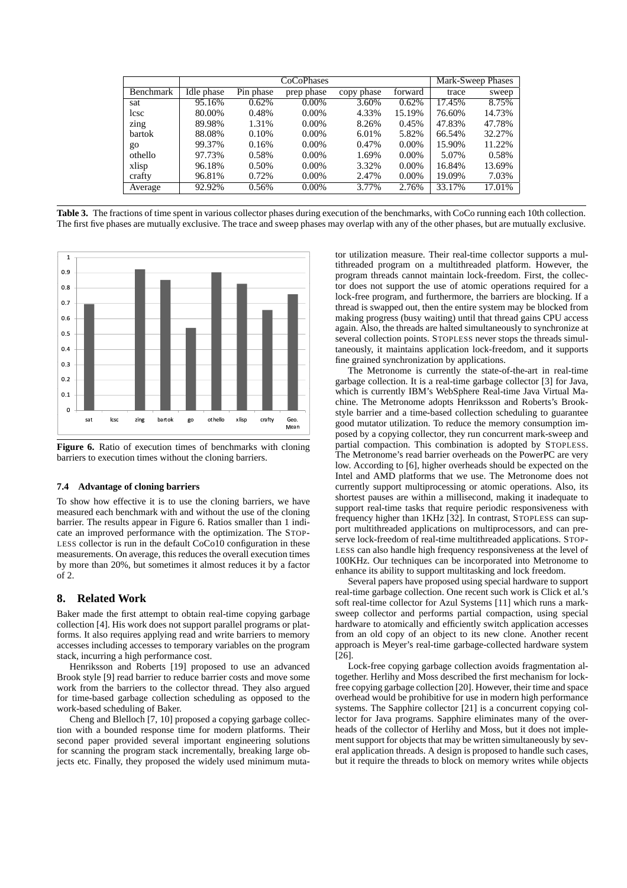| Benchmark | CoCoPhases | | | | | Mark-Sweep Phases | |
|---|---|---|---|---|---|---|---|
| | Idle phase | Pin phase | prep phase | copy phase | forward | trace | sweep |
| sat | 95.16% | 0.62% | 0.00% | 3.60% | 0.62% | 17.45% | 8.75% |
| lcsc | 80.00% | 0.48% | 0.00% | 4.33% | 15.19% | 76.60% | 14.73% |
| zing | 89.98% | 1.31% | 0.00% | 8.26% | 0.45% | 47.83% | 47.78% |
| bartok | 88.08% | 0.10% | 0.00% | 6.01% | 5.82% | 66.54% | 32.27% |
| go | 99.37% | 0.16% | 0.00% | 0.47% | 0.00% | 15.90% | 11.22% |
| othello | 97.73% | 0.58% | 0.00% | 1.69% | 0.00% | 5.07% | 0.58% |
| xlisp | 96.18% | 0.50% | 0.00% | 3.32% | 0.00% | 16.84% | 13.69% |
| crafty | 96.81% | 0.72% | 0.00% | 2.47% | 0.00% | 19.09% | 7.03% |
| Average | 92.92% | 0.56% | 0.00% | 3.77% | 2.76% | 33.17% | 17.01% |

**Table 3.** The fractions of time spent in various collector phases during execution of the benchmarks, with CoCo running each 10th collection. The first five phases are mutually exclusive. The trace and sweep phases may overlap with any of the other phases, but are mutually exclusive.

**Figure 6.** Ratio of execution times of benchmarks with cloning barriers to execution times without the cloning barriers.

### 7.4 Advantage of cloning barriers

To show how effective it is to use the cloning barriers, we have measured each benchmark with and without the use of the cloning barrier. The results appear in Figure 6. Ratios smaller than 1 indicate an improved performance with the optimization. The STOPLESS collector is run in the default CoCo10 configuration in these measurements. On average, this reduces the overall execution times by more than 20%, but sometimes it almost reduces it by a factor of 2.

## 8. Related Work

Baker made the first attempt to obtain real-time copying garbage collection [4]. His work does not support parallel programs or platforms. It also requires applying read and write barriers to memory accesses including accesses to temporary variables on the program stack, incurring a high performance cost.

Henriksson and Roberts [19] proposed to use an advanced Brook style [9] read barrier to reduce barrier costs and move some work from the barriers to the collector thread. They also argued for time-based garbage collection scheduling as opposed to the work-based scheduling of Baker.

Cheng and Blelloch [7, 10] proposed a copying garbage collection with a bounded response time for modern platforms. Their second paper provided several important engineering solutions for scanning the program stack incrementally, breaking large objects etc. Finally, they proposed the widely used minimum mutator utilization measure. Their real-time collector supports a multithreaded program on a multithreaded platform. However, the program threads cannot maintain lock-freedom. First, the collector does not support the use of atomic operations required for a lock-free program, and furthermore, the barriers are blocking. If a thread is swapped out, then the entire system may be blocked from making progress (busy waiting) until that thread gains CPU access again. Also, the threads are halted simultaneously to synchronize at several collection points. STOPLESS never stops the threads simultaneously, it maintains application lock-freedom, and it supports fine grained synchronization by applications.

The Metronome is currently the state-of-the-art in real-time garbage collection. It is a real-time garbage collector [3] for Java, which is currently IBM's WebSphere Real-time Java Virtual Machine. The Metronome adopts Henriksson and Roberts's Brook-style barrier and a time-based collection scheduling to guarantee good mutator utilization. To reduce the memory consumption imposed by a copying collector, they run concurrent mark-sweep and partial compaction. This combination is adopted by STOPLESS. The Metronome's read barrier overheads on the PowerPC are very low. According to [6], higher overheads should be expected on the Intel and AMD platforms that we use. The Metronome does not currently support multiprocessing or atomic operations. Also, its shortest pauses are within a millisecond, making it inadequate to support real-time tasks that require periodic responsiveness with frequency higher than 1KHz [32]. In contrast, STOPLESS can support multithreaded applications on multiprocessors, and can preserve lock-freedom of real-time multithreaded applications. STOPLESS can also handle high frequency responsiveness at the level of 100KHz. Our techniques can be incorporated into Metronome to enhance its ability to support multitasking and lock freedom.

Several papers have proposed using special hardware to support real-time garbage collection. One recent such work is Click et al.'s soft real-time collector for Azul Systems [11] which runs a mark-sweep collector and performs partial compaction, using special hardware to atomically and efficiently switch application accesses from an old copy of an object to its new clone. Another recent approach is Meyer's real-time garbage-collected hardware system [26].

Lock-free copying garbage collection avoids fragmentation altogether. Herlihy and Moss described the first mechanism for lock-free copying garbage collection [20]. However, their time and space overhead would be prohibitive for use in modern high performance systems. The Sapphire collector [21] is a concurrent copying collector for Java programs. Sapphire eliminates many of the overheads of the collector of Herlihy and Moss, but it does not implement support for objects that may be written simultaneously by several application threads. A design is proposed to handle such cases, but it require the threads to block on memory writes while objects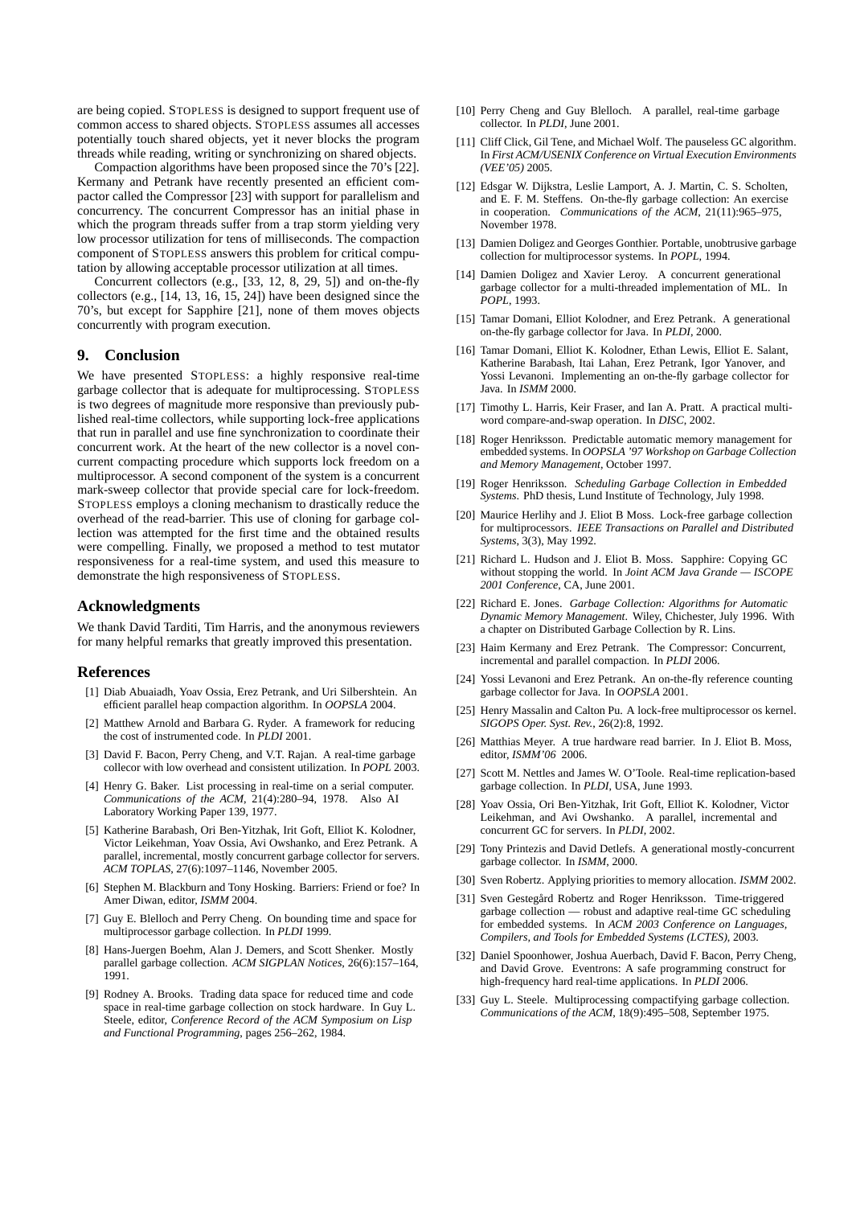are being copied. STOPLESS is designed to support frequent use of common access to shared objects. STOPLESS assumes all accesses potentially touch shared objects, yet it never blocks the program threads while reading, writing or synchronizing on shared objects.

Compaction algorithms have been proposed since the 70's [22]. Kermany and Petrank have recently presented an efficient compactor called the Compressor [23] with support for parallelism and concurrency. The concurrent Compressor has an initial phase in which the program threads suffer from a trap storm yielding very low processor utilization for tens of milliseconds. The compaction component of STOPLESS answers this problem for critical computation by allowing acceptable processor utilization at all times.

Concurrent collectors (e.g., [33, 12, 8, 29, 5]) and on-the-fly collectors (e.g., [14, 13, 16, 15, 24]) have been designed since the 70's, but except for Sapphire [21], none of them moves objects concurrently with program execution.

## 9. Conclusion

We have presented STOPLESS: a highly responsive real-time garbage collector that is adequate for multiprocessing. STOPLESS is two degrees of magnitude more responsive than previously published real-time collectors, while supporting lock-free applications that run in parallel and use fine synchronization to coordinate their concurrent work. At the heart of the new collector is a novel concurrent compacting procedure which supports lock freedom on a multiprocessor. A second component of the system is a concurrent mark-sweep collector that provide special care for lock-freedom. STOPLESS employs a cloning mechanism to drastically reduce the overhead of the read-barrier. This use of cloning for garbage collection was attempted for the first time and the obtained results were compelling. Finally, we proposed a method to test mutator responsiveness for a real-time system, and used this measure to demonstrate the high responsiveness of STOPLESS.

## Acknowledgments

We thank David Tarditi, Tim Harris, and the anonymous reviewers for many helpful remarks that greatly improved this presentation.

## References

[1] Diab Abuaiadh, Yoav Ossia, Erez Petrank, and Uri Silbershtein. An efficient parallel heap compaction algorithm. In *OOPSLA* 2004.

[2] Matthew Arnold and Barbara G. Ryder. A framework for reducing the cost of instrumented code. In *PLDI* 2001.

[3] David F. Bacon, Perry Cheng, and V.T. Rajan. A real-time garbage collecor with low overhead and consistent utilization. In *POPL* 2003.

[4] Henry G. Baker. List processing in real-time on a serial computer. *Communications of the ACM*, 21(4):280–94, 1978. Also AI Laboratory Working Paper 139, 1977.

[5] Katherine Barabash, Ori Ben-Yitzhak, Irit Goft, Elliot K. Kolodner, Victor Leikehman, Yoav Ossia, Avi Owshanko, and Erez Petrank. A parallel, incremental, mostly concurrent garbage collector for servers. *ACM TOPLAS*, 27(6):1097–1146, November 2005.

[6] Stephen M. Blackburn and Tony Hosking. Barriers: Friend or foe? In Amer Diwan, editor, *ISMM* 2004.

[7] Guy E. Blelloch and Perry Cheng. On bounding time and space for multiprocessor garbage collection. In *PLDI* 1999.

[8] Hans-Juergen Boehm, Alan J. Demers, and Scott Shenker. Mostly parallel garbage collection. *ACM SIGPLAN Notices*, 26(6):157–164, 1991.

[9] Rodney A. Brooks. Trading data space for reduced time and code space in real-time garbage collection on stock hardware. In Guy L. Steele, editor, *Conference Record of the ACM Symposium on Lisp and Functional Programming*, pages 256–262, 1984.

[10] Perry Cheng and Guy Blelloch. A parallel, real-time garbage collector. In *PLDI*, June 2001.

[11] Cliff Click, Gil Tene, and Michael Wolf. The pauseless GC algorithm. In *First ACM/USENIX Conference on Virtual Execution Environments (VEE'05)* 2005.

[12] Edsgar W. Dijkstra, Leslie Lamport, A. J. Martin, C. S. Scholten, and E. F. M. Steffens. On-the-fly garbage collection: An exercise in cooperation. *Communications of the ACM*, 21(11):965–975, November 1978.

[13] Damien Doligez and Georges Gonthier. Portable, unobtrusive garbage collection for multiprocessor systems. In *POPL*, 1994.

[14] Damien Doligez and Xavier Leroy. A concurrent generational garbage collector for a multi-threaded implementation of ML. In *POPL*, 1993.

[15] Tamar Domani, Elliot Kolodner, and Erez Petrank. A generational on-the-fly garbage collector for Java. In *PLDI*, 2000.

[16] Tamar Domani, Elliot K. Kolodner, Ethan Lewis, Elliot E. Salant, Katherine Barabash, Itai Lahan, Erez Petrank, Igor Yanover, and Yossi Levanoni. Implementing an on-the-fly garbage collector for Java. In *ISMM* 2000.

[17] Timothy L. Harris, Keir Fraser, and Ian A. Pratt. A practical multiword compare-and-swap operation. In *DISC*, 2002.

[18] Roger Henriksson. Predictable automatic memory management for embedded systems. In *OOPSLA '97 Workshop on Garbage Collection and Memory Management*, October 1997.

[19] Roger Henriksson. *Scheduling Garbage Collection in Embedded Systems*. PhD thesis, Lund Institute of Technology, July 1998.

[20] Maurice Herlihy and J. Eliot B Moss. Lock-free garbage collection for multiprocessors. *IEEE Transactions on Parallel and Distributed Systems*, 3(3), May 1992.

[21] Richard L. Hudson and J. Eliot B. Moss. Sapphire: Copying GC without stopping the world. In *Joint ACM Java Grande — ISCOPE 2001 Conference*, CA, June 2001.

[22] Richard E. Jones. *Garbage Collection: Algorithms for Automatic Dynamic Memory Management*. Wiley, Chichester, July 1996. With a chapter on Distributed Garbage Collection by R. Lins.

[23] Haim Kermany and Erez Petrank. The Compressor: Concurrent, incremental and parallel compaction. In *PLDI* 2006.

[24] Yossi Levanoni and Erez Petrank. An on-the-fly reference counting garbage collector for Java. In *OOPSLA* 2001.

[25] Henry Massalin and Calton Pu. A lock-free multiprocessor os kernel. *SIGOPS Oper. Syst. Rev.*, 26(2):8, 1992.

[26] Matthias Meyer. A true hardware read barrier. In J. Eliot B. Moss, editor, *ISMM'06* 2006.

[27] Scott M. Nettles and James W. O'Toole. Real-time replication-based garbage collection. In *PLDI*, USA, June 1993.

[28] Yoav Ossia, Ori Ben-Yitzhak, Irit Goft, Elliot K. Kolodner, Victor Leikehman, and Avi Owshanko. A parallel, incremental and concurrent GC for servers. In *PLDI*, 2002.

[29] Tony Printezis and David Detlefs. A generational mostly-concurrent garbage collector. In *ISMM*, 2000.

[30] Sven Robertz. Applying priorities to memory allocation. *ISMM* 2002.

[31] Sven Gestegård Robertz and Roger Henriksson. Time-triggered garbage collection — robust and adaptive real-time GC scheduling for embedded systems. In *ACM 2003 Conference on Languages, Compilers, and Tools for Embedded Systems (LCTES)*, 2003.

[32] Daniel Spoonhower, Joshua Auerbach, David F. Bacon, Perry Cheng, and David Grove. Eventrons: A safe programming construct for high-frequency hard real-time applications. In *PLDI* 2006.

[33] Guy L. Steele. Multiprocessing compactifying garbage collection. *Communications of the ACM*, 18(9):495–508, September 1975.